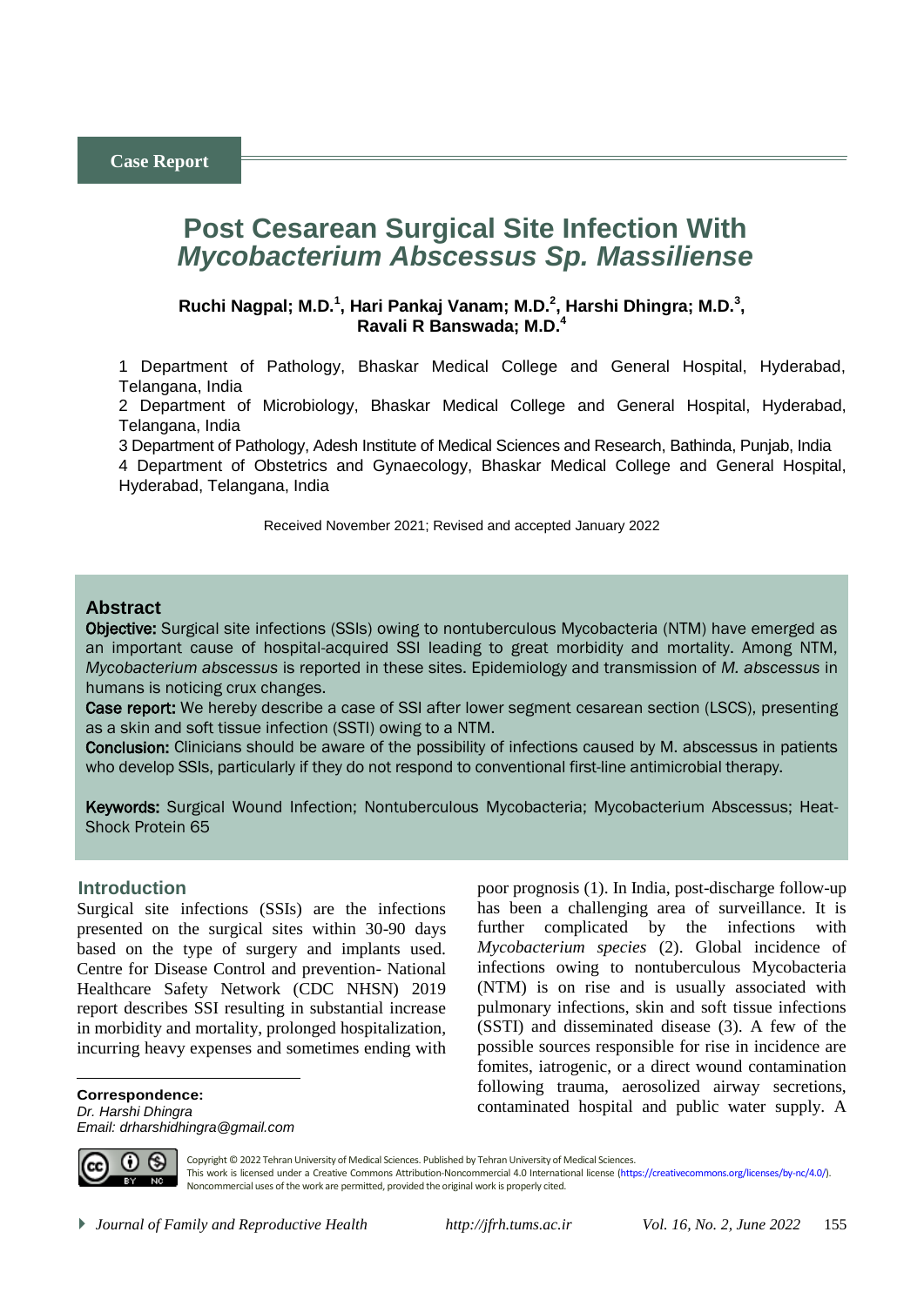Case Report

# Post Cesarean Surgical Site Infection With *Mycobacterium Abscessus Sp. Massiliense*

**Ruchi Nagpal; M.D.[1], Hari Pankaj Vanam; M.D.[2], Harshi Dhingra; M.D.[3], Ravali R Banswada; M.D.[4]**

1 Department of Pathology, Bhaskar Medical College and General Hospital, Hyderabad, Telangana, India
2 Department of Microbiology, Bhaskar Medical College and General Hospital, Hyderabad, Telangana, India
3 Department of Pathology, Adesh Institute of Medical Sciences and Research, Bathinda, Punjab, India
4 Department of Obstetrics and Gynaecology, Bhaskar Medical College and General Hospital, Hyderabad, Telangana, India

Received November 2021; Revised and accepted January 2022

## Abstract

**Objective:** Surgical site infections (SSIs) owing to nontuberculous Mycobacteria (NTM) have emerged as an important cause of hospital-acquired SSI leading to great morbidity and mortality. Among NTM, *Mycobacterium abscessus* is reported in these sites. Epidemiology and transmission of *M. abscessus* in humans is noticing crux changes.

**Case report:** We hereby describe a case of SSI after lower segment cesarean section (LSCS), presenting as a skin and soft tissue infection (SSTI) owing to a NTM.

**Conclusion:** Clinicians should be aware of the possibility of infections caused by M. abscessus in patients who develop SSIs, particularly if they do not respond to conventional first-line antimicrobial therapy.

**Keywords:** Surgical Wound Infection; Nontuberculous Mycobacteria; Mycobacterium Abscessus; Heat-Shock Protein 65

## Introduction

Surgical site infections (SSIs) are the infections presented on the surgical sites within 30-90 days based on the type of surgery and implants used. Centre for Disease Control and prevention- National Healthcare Safety Network (CDC NHSN) 2019 report describes SSI resulting in substantial increase in morbidity and mortality, prolonged hospitalization, incurring heavy expenses and sometimes ending with poor prognosis (1). In India, post-discharge follow-up has been a challenging area of surveillance. It is further complicated by the infections with *Mycobacterium species* (2). Global incidence of infections owing to nontuberculous Mycobacteria (NTM) is on rise and is usually associated with pulmonary infections, skin and soft tissue infections (SSTI) and disseminated disease (3). A few of the possible sources responsible for rise in incidence are fomites, iatrogenic, or a direct wound contamination following trauma, aerosolized airway secretions, contaminated hospital and public water supply. A

**Correspondence:**
*Dr. Harshi Dhingra*
*Email: drharshidhingra@gmail.com*

Copyright © 2022 Tehran University of Medical Sciences. Published by Tehran University of Medical Sciences.
This work is licensed under a Creative Commons Attribution-Noncommercial 4.0 International license (https://creativecommons.org/licenses/by-nc/4.0/). Noncommercial uses of the work are permitted, provided the original work is properly cited.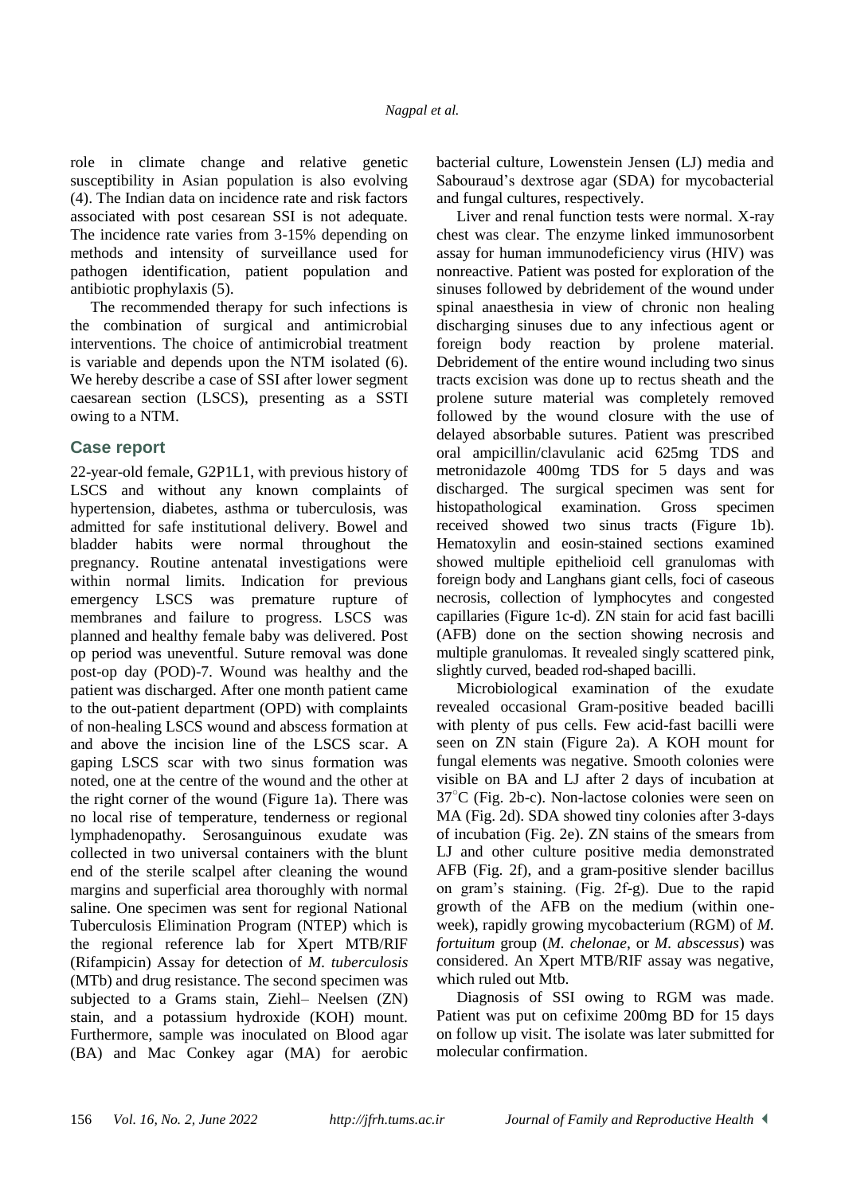role in climate change and relative genetic susceptibility in Asian population is also evolving (4). The Indian data on incidence rate and risk factors associated with post cesarean SSI is not adequate. The incidence rate varies from 3-15% depending on methods and intensity of surveillance used for pathogen identification, patient population and antibiotic prophylaxis (5).

The recommended therapy for such infections is the combination of surgical and antimicrobial interventions. The choice of antimicrobial treatment is variable and depends upon the NTM isolated (6). We hereby describe a case of SSI after lower segment caesarean section (LSCS), presenting as a SSTI owing to a NTM.

## Case report

22-year-old female, G2P1L1, with previous history of LSCS and without any known complaints of hypertension, diabetes, asthma or tuberculosis, was admitted for safe institutional delivery. Bowel and bladder habits were normal throughout the pregnancy. Routine antenatal investigations were within normal limits. Indication for previous emergency LSCS was premature rupture of membranes and failure to progress. LSCS was planned and healthy female baby was delivered. Post op period was uneventful. Suture removal was done post-op day (POD)-7. Wound was healthy and the patient was discharged. After one month patient came to the out-patient department (OPD) with complaints of non-healing LSCS wound and abscess formation at and above the incision line of the LSCS scar. A gaping LSCS scar with two sinus formation was noted, one at the centre of the wound and the other at the right corner of the wound (Figure 1a). There was no local rise of temperature, tenderness or regional lymphadenopathy. Serosanguinous exudate was collected in two universal containers with the blunt end of the sterile scalpel after cleaning the wound margins and superficial area thoroughly with normal saline. One specimen was sent for regional National Tuberculosis Elimination Program (NTEP) which is the regional reference lab for Xpert MTB/RIF (Rifampicin) Assay for detection of *M. tuberculosis* (MTb) and drug resistance. The second specimen was subjected to a Grams stain, Ziehl– Neelsen (ZN) stain, and a potassium hydroxide (KOH) mount. Furthermore, sample was inoculated on Blood agar (BA) and Mac Conkey agar (MA) for aerobic bacterial culture, Lowenstein Jensen (LJ) media and Sabouraud's dextrose agar (SDA) for mycobacterial and fungal cultures, respectively.

Liver and renal function tests were normal. X-ray chest was clear. The enzyme linked immunosorbent assay for human immunodeficiency virus (HIV) was nonreactive. Patient was posted for exploration of the sinuses followed by debridement of the wound under spinal anaesthesia in view of chronic non healing discharging sinuses due to any infectious agent or foreign body reaction by prolene material. Debridement of the entire wound including two sinus tracts excision was done up to rectus sheath and the prolene suture material was completely removed followed by the wound closure with the use of delayed absorbable sutures. Patient was prescribed oral ampicillin/clavulanic acid 625mg TDS and metronidazole 400mg TDS for 5 days and was discharged. The surgical specimen was sent for histopathological examination. Gross specimen received showed two sinus tracts (Figure 1b). Hematoxylin and eosin-stained sections examined showed multiple epithelioid cell granulomas with foreign body and Langhans giant cells, foci of caseous necrosis, collection of lymphocytes and congested capillaries (Figure 1c-d). ZN stain for acid fast bacilli (AFB) done on the section showing necrosis and multiple granulomas. It revealed singly scattered pink, slightly curved, beaded rod-shaped bacilli.

Microbiological examination of the exudate revealed occasional Gram-positive beaded bacilli with plenty of pus cells. Few acid-fast bacilli were seen on ZN stain (Figure 2a). A KOH mount for fungal elements was negative. Smooth colonies were visible on BA and LJ after 2 days of incubation at 37°C (Fig. 2b-c). Non-lactose colonies were seen on MA (Fig. 2d). SDA showed tiny colonies after 3-days of incubation (Fig. 2e). ZN stains of the smears from LJ and other culture positive media demonstrated AFB (Fig. 2f), and a gram-positive slender bacillus on gram's staining. (Fig. 2f-g). Due to the rapid growth of the AFB on the medium (within one-week), rapidly growing mycobacterium (RGM) of *M. fortuitum* group (*M. chelonae*, or *M. abscessus*) was considered. An Xpert MTB/RIF assay was negative, which ruled out Mtb.

Diagnosis of SSI owing to RGM was made. Patient was put on cefixime 200mg BD for 15 days on follow up visit. The isolate was later submitted for molecular confirmation.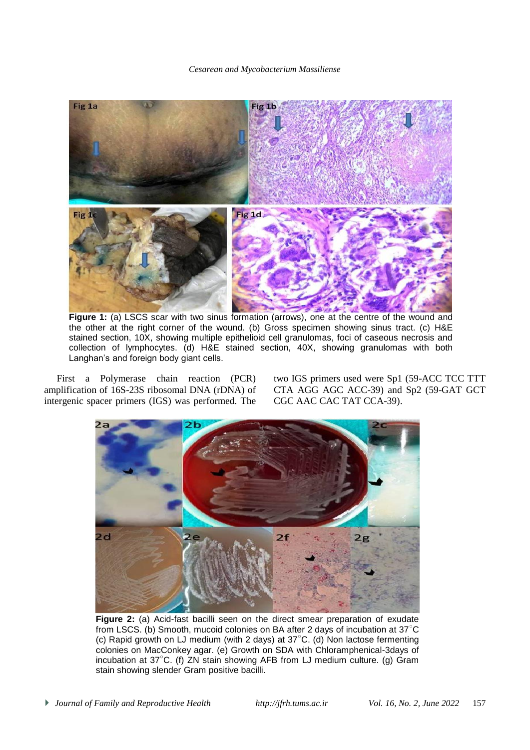**Figure 1:** (a) LSCS scar with two sinus formation (arrows), one at the centre of the wound and the other at the right corner of the wound. (b) Gross specimen showing sinus tract. (c) H&E stained section, 10X, showing multiple epithelioid cell granulomas, foci of caseous necrosis and collection of lymphocytes. (d) H&E stained section, 40X, showing granulomas with both Langhan's and foreign body giant cells.

First a Polymerase chain reaction (PCR) amplification of 16S-23S ribosomal DNA (rDNA) of intergenic spacer primers (IGS) was performed. The two IGS primers used were Sp1 (59-ACC TCC TTT CTA AGG AGC ACC-39) and Sp2 (59-GAT GCT CGC AAC CAC TAT CCA-39).

**Figure 2:** (a) Acid-fast bacilli seen on the direct smear preparation of exudate from LSCS. (b) Smooth, mucoid colonies on BA after 2 days of incubation at 37°C (c) Rapid growth on LJ medium (with 2 days) at 37°C. (d) Non lactose fermenting colonies on MacConkey agar. (e) Growth on SDA with Chloramphenical-3days of incubation at 37°C. (f) ZN stain showing AFB from LJ medium culture. (g) Gram stain showing slender Gram positive bacilli.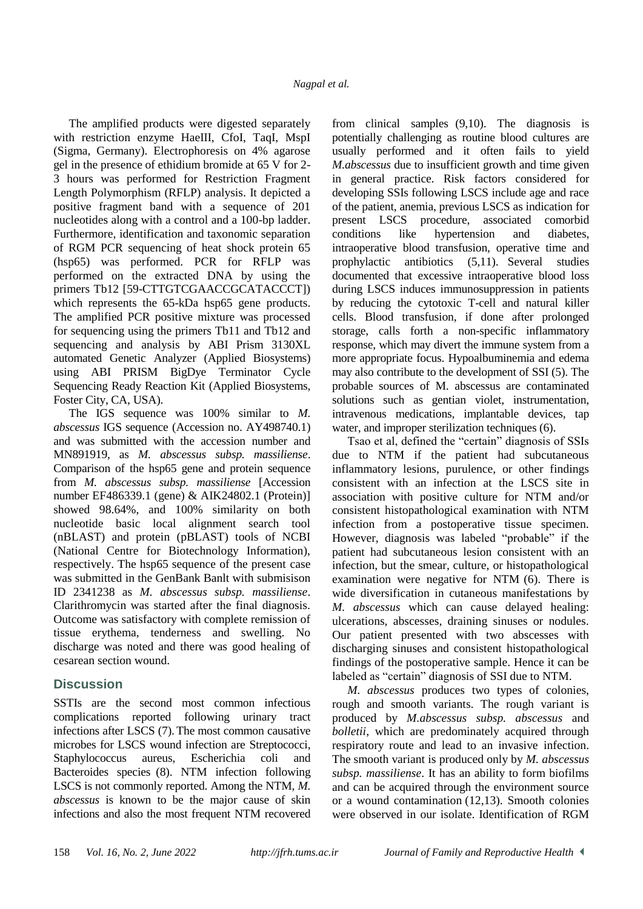The amplified products were digested separately with restriction enzyme HaeIII, CfoI, TaqI, MspI (Sigma, Germany). Electrophoresis on 4% agarose gel in the presence of ethidium bromide at 65 V for 2-3 hours was performed for Restriction Fragment Length Polymorphism (RFLP) analysis. It depicted a positive fragment band with a sequence of 201 nucleotides along with a control and a 100-bp ladder. Furthermore, identification and taxonomic separation of RGM PCR sequencing of heat shock protein 65 (hsp65) was performed. PCR for RFLP was performed on the extracted DNA by using the primers Tb12 [59-CTTGTCGAACCGCATACCCT]) which represents the 65-kDa hsp65 gene products. The amplified PCR positive mixture was processed for sequencing using the primers Tb11 and Tb12 and sequencing and analysis by ABI Prism 3130XL automated Genetic Analyzer (Applied Biosystems) using ABI PRISM BigDye Terminator Cycle Sequencing Ready Reaction Kit (Applied Biosystems, Foster City, CA, USA).

The IGS sequence was 100% similar to *M. abscessus* IGS sequence (Accession no. AY498740.1) and was submitted with the accession number and MN891919, as *M. abscessus subsp. massiliense*. Comparison of the hsp65 gene and protein sequence from *M. abscessus subsp. massiliense* [Accession number EF486339.1 (gene) & AIK24802.1 (Protein)] showed 98.64%, and 100% similarity on both nucleotide basic local alignment search tool (nBLAST) and protein (pBLAST) tools of NCBI (National Centre for Biotechnology Information), respectively. The hsp65 sequence of the present case was submitted in the GenBank Banlt with submisison ID 2341238 as *M. abscessus subsp. massiliense*. Clarithromycin was started after the final diagnosis. Outcome was satisfactory with complete remission of tissue erythema, tenderness and swelling. No discharge was noted and there was good healing of cesarean section wound.

## Discussion

SSTIs are the second most common infectious complications reported following urinary tract infections after LSCS (7). The most common causative microbes for LSCS wound infection are Streptococci, Staphylococcus aureus, Escherichia coli and Bacteroides species (8). NTM infection following LSCS is not commonly reported. Among the NTM, *M. abscessus* is known to be the major cause of skin infections and also the most frequent NTM recovered from clinical samples (9,10). The diagnosis is potentially challenging as routine blood cultures are usually performed and it often fails to yield *M.abscessus* due to insufficient growth and time given in general practice. Risk factors considered for developing SSIs following LSCS include age and race of the patient, anemia, previous LSCS as indication for present LSCS procedure, associated comorbid conditions like hypertension and diabetes, intraoperative blood transfusion, operative time and prophylactic antibiotics (5,11). Several studies documented that excessive intraoperative blood loss during LSCS induces immunosuppression in patients by reducing the cytotoxic T-cell and natural killer cells. Blood transfusion, if done after prolonged storage, calls forth a non-specific inflammatory response, which may divert the immune system from a more appropriate focus. Hypoalbuminemia and edema may also contribute to the development of SSI (5). The probable sources of M. abscessus are contaminated solutions such as gentian violet, instrumentation, intravenous medications, implantable devices, tap water, and improper sterilization techniques (6).

Tsao et al, defined the "certain" diagnosis of SSIs due to NTM if the patient had subcutaneous inflammatory lesions, purulence, or other findings consistent with an infection at the LSCS site in association with positive culture for NTM and/or consistent histopathological examination with NTM infection from a postoperative tissue specimen. However, diagnosis was labeled "probable" if the patient had subcutaneous lesion consistent with an infection, but the smear, culture, or histopathological examination were negative for NTM (6). There is wide diversification in cutaneous manifestations by *M. abscessus* which can cause delayed healing: ulcerations, abscesses, draining sinuses or nodules. Our patient presented with two abscesses with discharging sinuses and consistent histopathological findings of the postoperative sample. Hence it can be labeled as "certain" diagnosis of SSI due to NTM.

*M. abscessus* produces two types of colonies, rough and smooth variants. The rough variant is produced by *M.abscessus subsp. abscessus* and *bolletii*, which are predominately acquired through respiratory route and lead to an invasive infection. The smooth variant is produced only by *M. abscessus subsp. massiliense*. It has an ability to form biofilms and can be acquired through the environment source or a wound contamination (12,13). Smooth colonies were observed in our isolate. Identification of RGM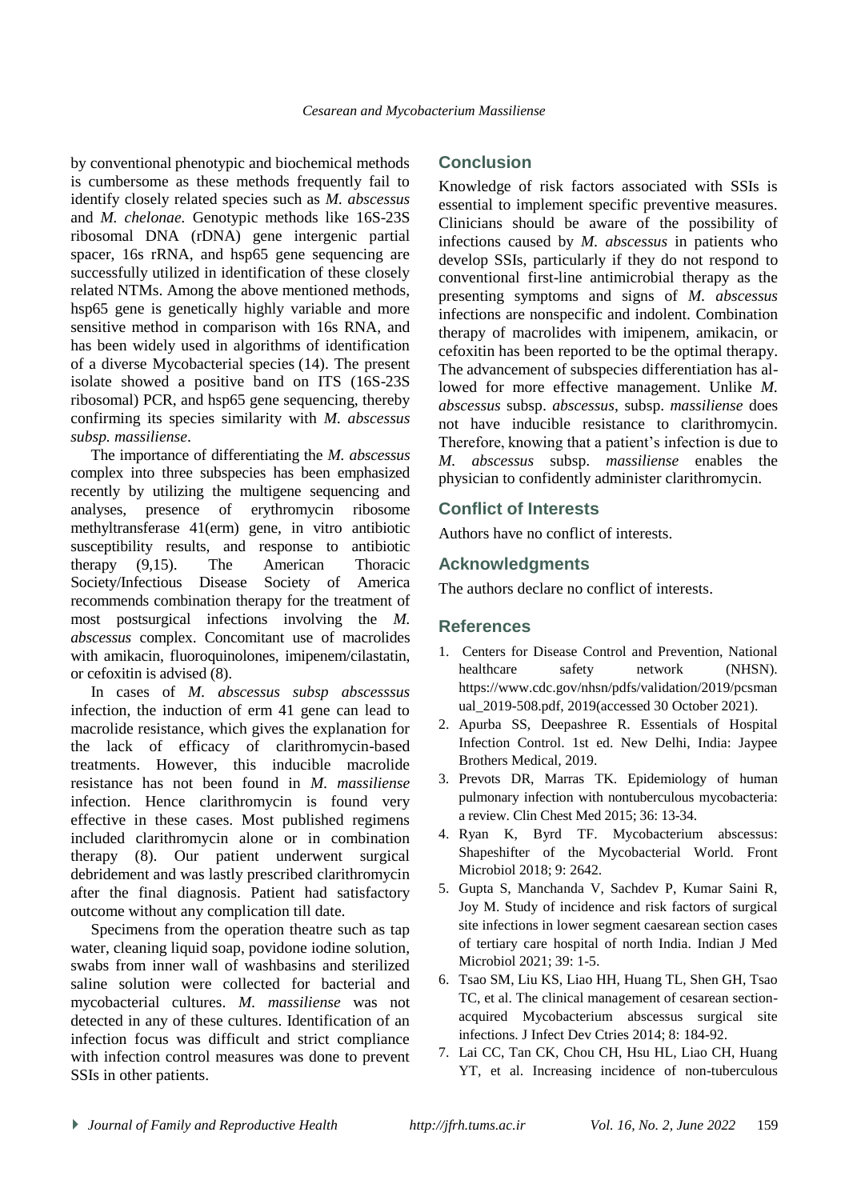by conventional phenotypic and biochemical methods is cumbersome as these methods frequently fail to identify closely related species such as *M. abscessus* and *M. chelonae.* Genotypic methods like 16S-23S ribosomal DNA (rDNA) gene intergenic partial spacer, 16s rRNA, and hsp65 gene sequencing are successfully utilized in identification of these closely related NTMs. Among the above mentioned methods, hsp65 gene is genetically highly variable and more sensitive method in comparison with 16s RNA, and has been widely used in algorithms of identification of a diverse Mycobacterial species (14). The present isolate showed a positive band on ITS (16S-23S ribosomal) PCR, and hsp65 gene sequencing, thereby confirming its species similarity with *M. abscessus subsp. massiliense*.

The importance of differentiating the *M. abscessus* complex into three subspecies has been emphasized recently by utilizing the multigene sequencing and analyses, presence of erythromycin ribosome methyltransferase 41(erm) gene, in vitro antibiotic susceptibility results, and response to antibiotic therapy (9,15). The American Thoracic Society/Infectious Disease Society of America recommends combination therapy for the treatment of most postsurgical infections involving the *M. abscessus* complex. Concomitant use of macrolides with amikacin, fluoroquinolones, imipenem/cilastatin, or cefoxitin is advised (8).

In cases of *M. abscessus subsp abscesssus* infection, the induction of erm 41 gene can lead to macrolide resistance, which gives the explanation for the lack of efficacy of clarithromycin-based treatments. However, this inducible macrolide resistance has not been found in *M. massiliense* infection. Hence clarithromycin is found very effective in these cases. Most published regimens included clarithromycin alone or in combination therapy (8). Our patient underwent surgical debridement and was lastly prescribed clarithromycin after the final diagnosis. Patient had satisfactory outcome without any complication till date.

Specimens from the operation theatre such as tap water, cleaning liquid soap, povidone iodine solution, swabs from inner wall of washbasins and sterilized saline solution were collected for bacterial and mycobacterial cultures. *M. massiliense* was not detected in any of these cultures. Identification of an infection focus was difficult and strict compliance with infection control measures was done to prevent SSIs in other patients.

## Conclusion

Knowledge of risk factors associated with SSIs is essential to implement specific preventive measures. Clinicians should be aware of the possibility of infections caused by *M. abscessus* in patients who develop SSIs, particularly if they do not respond to conventional first-line antimicrobial therapy as the presenting symptoms and signs of *M. abscessus* infections are nonspecific and indolent. Combination therapy of macrolides with imipenem, amikacin, or cefoxitin has been reported to be the optimal therapy. The advancement of subspecies differentiation has allowed for more effective management. Unlike *M. abscessus* subsp. *abscessus*, subsp. *massiliense* does not have inducible resistance to clarithromycin. Therefore, knowing that a patient's infection is due to *M. abscessus* subsp. *massiliense* enables the physician to confidently administer clarithromycin.

## Conflict of Interests

Authors have no conflict of interests.

## Acknowledgments

The authors declare no conflict of interests.

## References

1. Centers for Disease Control and Prevention, National healthcare safety network (NHSN). https://www.cdc.gov/nhsn/pdfs/validation/2019/pcsmanual_2019-508.pdf, 2019(accessed 30 October 2021).
2. Apurba SS, Deepashree R. Essentials of Hospital Infection Control. 1st ed. New Delhi, India: Jaypee Brothers Medical, 2019.
3. Prevots DR, Marras TK. Epidemiology of human pulmonary infection with nontuberculous mycobacteria: a review. Clin Chest Med 2015; 36: 13-34.
4. Ryan K, Byrd TF. Mycobacterium abscessus: Shapeshifter of the Mycobacterial World. Front Microbiol 2018; 9: 2642.
5. Gupta S, Manchanda V, Sachdev P, Kumar Saini R, Joy M. Study of incidence and risk factors of surgical site infections in lower segment caesarean section cases of tertiary care hospital of north India. Indian J Med Microbiol 2021; 39: 1-5.
6. Tsao SM, Liu KS, Liao HH, Huang TL, Shen GH, Tsao TC, et al. The clinical management of cesarean section-acquired Mycobacterium abscessus surgical site infections. J Infect Dev Ctries 2014; 8: 184-92.
7. Lai CC, Tan CK, Chou CH, Hsu HL, Liao CH, Huang YT, et al. Increasing incidence of non-tuberculous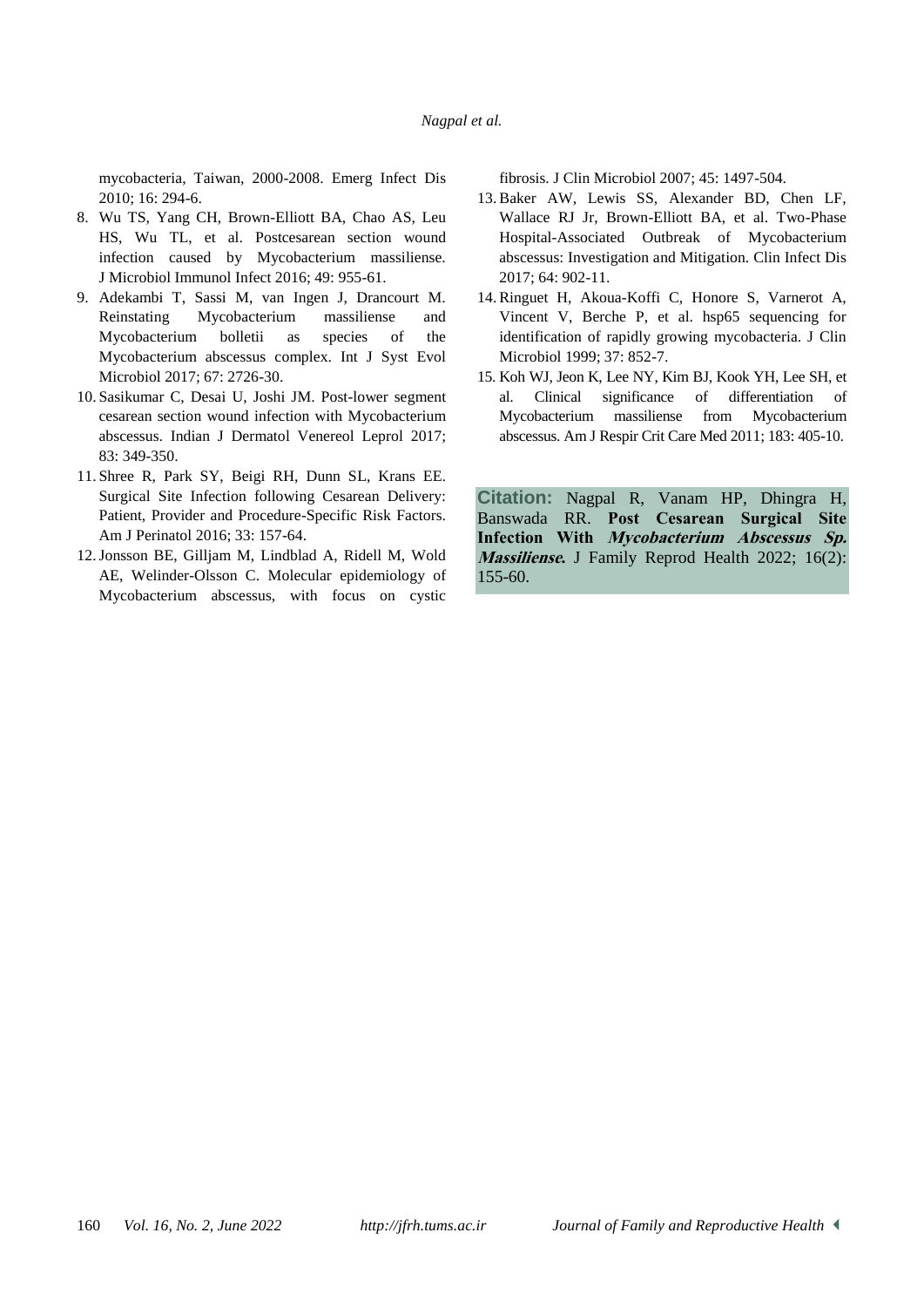mycobacteria, Taiwan, 2000-2008. Emerg Infect Dis 2010; 16: 294-6.

8. Wu TS, Yang CH, Brown-Elliott BA, Chao AS, Leu HS, Wu TL, et al. Postcesarean section wound infection caused by Mycobacterium massiliense. J Microbiol Immunol Infect 2016; 49: 955-61.
9. Adekambi T, Sassi M, van Ingen J, Drancourt M. Reinstating Mycobacterium massiliense and Mycobacterium bolletii as species of the Mycobacterium abscessus complex. Int J Syst Evol Microbiol 2017; 67: 2726-30.
10. Sasikumar C, Desai U, Joshi JM. Post-lower segment cesarean section wound infection with Mycobacterium abscessus. Indian J Dermatol Venereol Leprol 2017; 83: 349-350.
11. Shree R, Park SY, Beigi RH, Dunn SL, Krans EE. Surgical Site Infection following Cesarean Delivery: Patient, Provider and Procedure-Specific Risk Factors. Am J Perinatol 2016; 33: 157-64.
12. Jonsson BE, Gilljam M, Lindblad A, Ridell M, Wold AE, Welinder-Olsson C. Molecular epidemiology of Mycobacterium abscessus, with focus on cystic fibrosis. J Clin Microbiol 2007; 45: 1497-504.
13. Baker AW, Lewis SS, Alexander BD, Chen LF, Wallace RJ Jr, Brown-Elliott BA, et al. Two-Phase Hospital-Associated Outbreak of Mycobacterium abscessus: Investigation and Mitigation. Clin Infect Dis 2017; 64: 902-11.
14. Ringuet H, Akoua-Koffi C, Honore S, Varnerot A, Vincent V, Berche P, et al. hsp65 sequencing for identification of rapidly growing mycobacteria. J Clin Microbiol 1999; 37: 852-7.
15. Koh WJ, Jeon K, Lee NY, Kim BJ, Kook YH, Lee SH, et al. Clinical significance of differentiation of Mycobacterium massiliense from Mycobacterium abscessus. Am J Respir Crit Care Med 2011; 183: 405-10.

**Citation:** Nagpal R, Vanam HP, Dhingra H, Banswada RR. **Post Cesarean Surgical Site Infection With *Mycobacterium Abscessus Sp. Massiliense*.** J Family Reprod Health 2022; 16(2): 155-60.